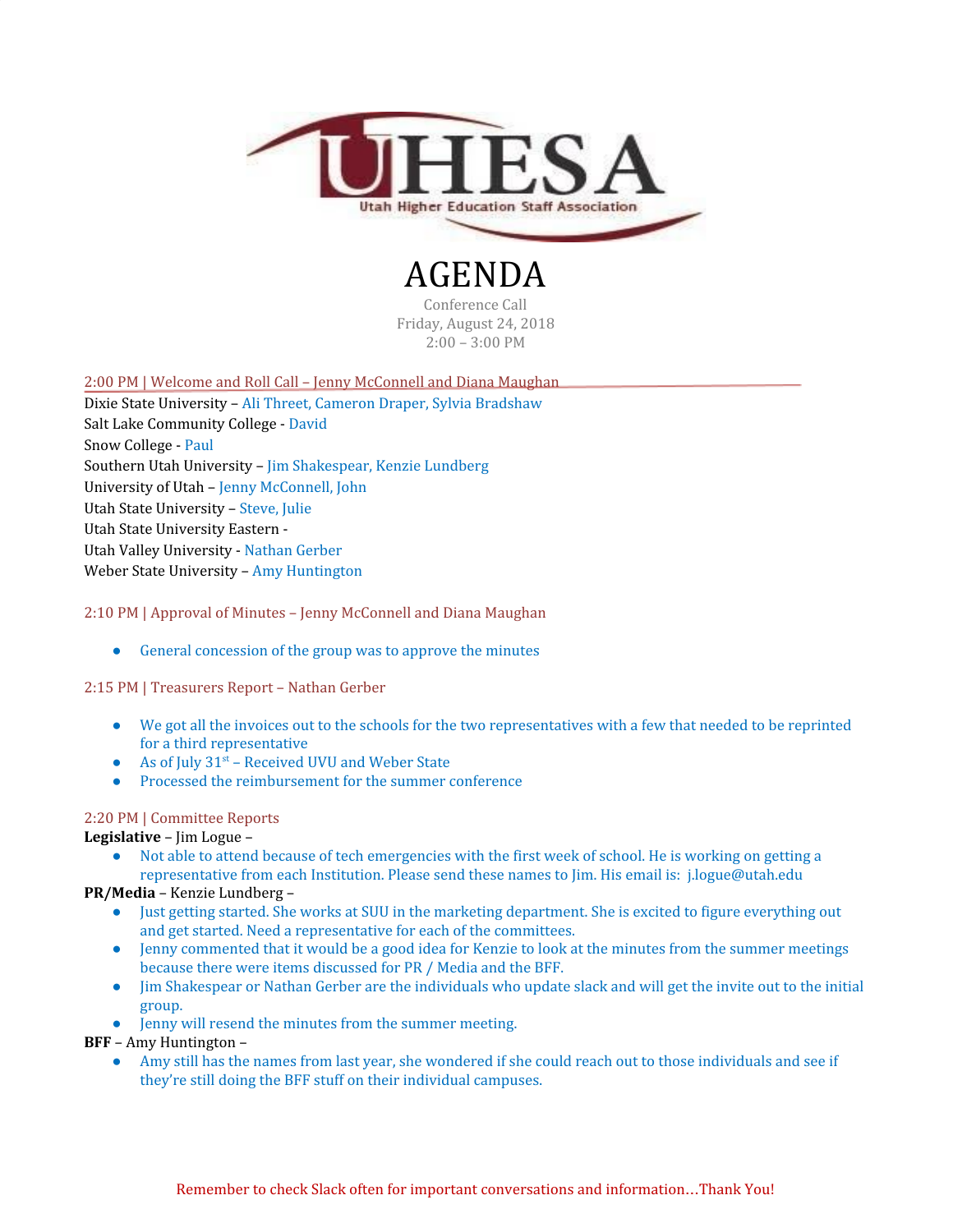UHESA
Utah Higher Education Staff Association

# AGENDA

Conference Call
Friday, August 24, 2018
2:00 – 3:00 PM

## 2:00 PM | Welcome and Roll Call – Jenny McConnell and Diana Maughan

Dixie State University – Ali Threet, Cameron Draper, Sylvia Bradshaw
Salt Lake Community College - David
Snow College - Paul
Southern Utah University – Jim Shakespear, Kenzie Lundberg
University of Utah – Jenny McConnell, John
Utah State University – Steve, Julie
Utah State University Eastern -
Utah Valley University - Nathan Gerber
Weber State University – Amy Huntington

## 2:10 PM | Approval of Minutes – Jenny McConnell and Diana Maughan

- General concession of the group was to approve the minutes

## 2:15 PM | Treasurers Report – Nathan Gerber

- We got all the invoices out to the schools for the two representatives with a few that needed to be reprinted for a third representative
- As of July 31st – Received UVU and Weber State
- Processed the reimbursement for the summer conference

## 2:20 PM | Committee Reports

**Legislative** – Jim Logue –

- Not able to attend because of tech emergencies with the first week of school. He is working on getting a representative from each Institution. Please send these names to Jim. His email is: j.logue@utah.edu

**PR/Media** – Kenzie Lundberg –

- Just getting started. She works at SUU in the marketing department. She is excited to figure everything out and get started. Need a representative for each of the committees.
- Jenny commented that it would be a good idea for Kenzie to look at the minutes from the summer meetings because there were items discussed for PR / Media and the BFF.
- Jim Shakespear or Nathan Gerber are the individuals who update slack and will get the invite out to the initial group.
- Jenny will resend the minutes from the summer meeting.

**BFF** – Amy Huntington –

- Amy still has the names from last year, she wondered if she could reach out to those individuals and see if they're still doing the BFF stuff on their individual campuses.

Remember to check Slack often for important conversations and information…Thank You!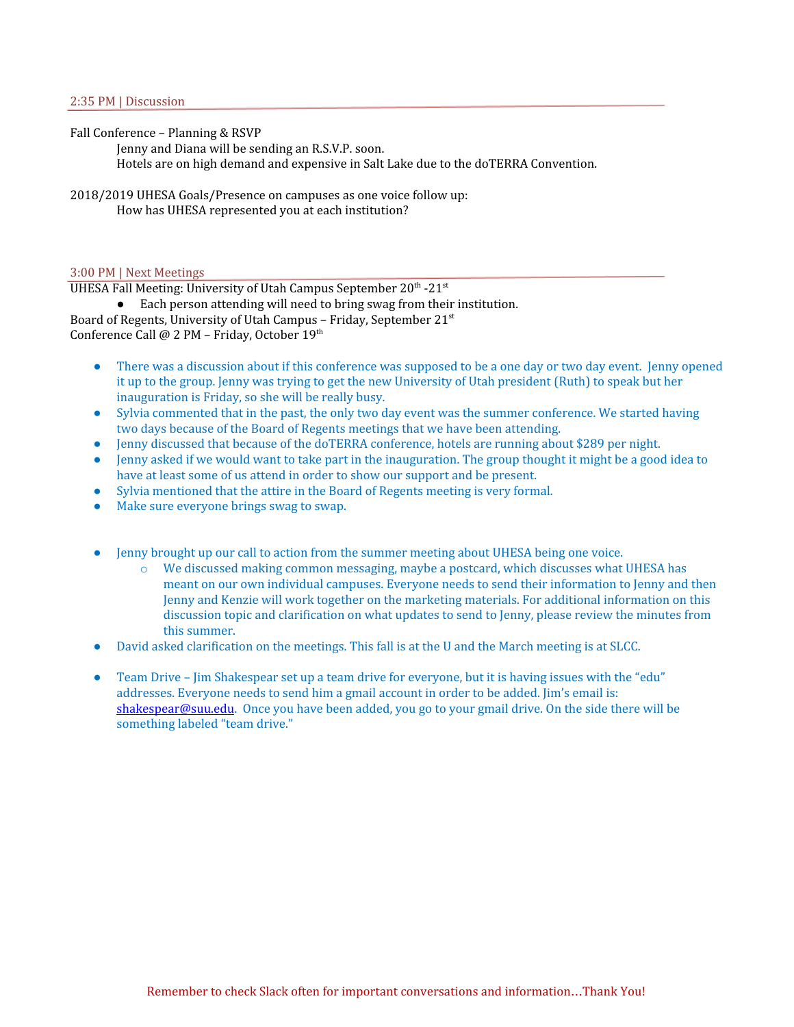## 2:35 PM | Discussion

Fall Conference – Planning & RSVP

Jenny and Diana will be sending an R.S.V.P. soon.

Hotels are on high demand and expensive in Salt Lake due to the doTERRA Convention.

2018/2019 UHESA Goals/Presence on campuses as one voice follow up:

How has UHESA represented you at each institution?

## 3:00 PM | Next Meetings

UHESA Fall Meeting: University of Utah Campus September 20th -21st

- Each person attending will need to bring swag from their institution.

Board of Regents, University of Utah Campus – Friday, September 21st

Conference Call @ 2 PM – Friday, October 19th

- There was a discussion about if this conference was supposed to be a one day or two day event. Jenny opened it up to the group. Jenny was trying to get the new University of Utah president (Ruth) to speak but her inauguration is Friday, so she will be really busy.
- Sylvia commented that in the past, the only two day event was the summer conference. We started having two days because of the Board of Regents meetings that we have been attending.
- Jenny discussed that because of the doTERRA conference, hotels are running about $289 per night.
- Jenny asked if we would want to take part in the inauguration. The group thought it might be a good idea to have at least some of us attend in order to show our support and be present.
- Sylvia mentioned that the attire in the Board of Regents meeting is very formal.
- Make sure everyone brings swag to swap.

- Jenny brought up our call to action from the summer meeting about UHESA being one voice.
  - We discussed making common messaging, maybe a postcard, which discusses what UHESA has meant on our own individual campuses. Everyone needs to send their information to Jenny and then Jenny and Kenzie will work together on the marketing materials. For additional information on this discussion topic and clarification on what updates to send to Jenny, please review the minutes from this summer.
- David asked clarification on the meetings. This fall is at the U and the March meeting is at SLCC.

- Team Drive – Jim Shakespear set up a team drive for everyone, but it is having issues with the "edu" addresses. Everyone needs to send him a gmail account in order to be added. Jim's email is: shakespear@suu.edu. Once you have been added, you go to your gmail drive. On the side there will be something labeled "team drive."

Remember to check Slack often for important conversations and information…Thank You!